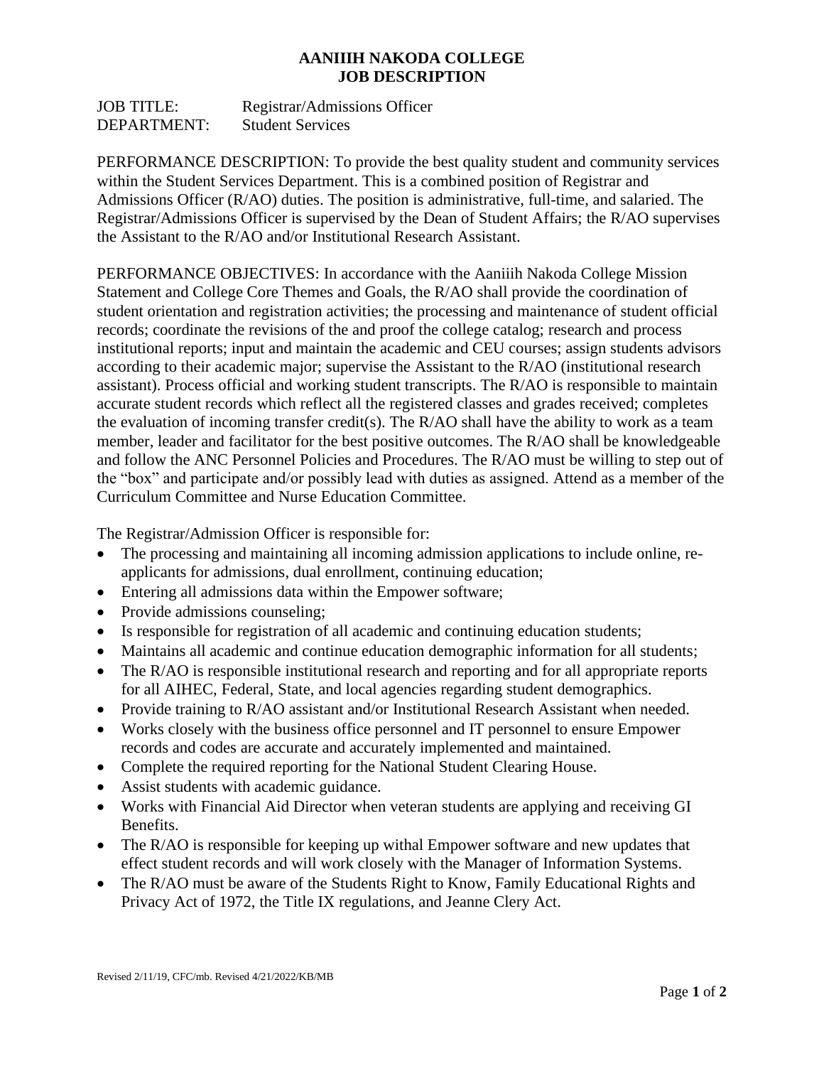# AANIIIH NAKODA COLLEGE
# JOB DESCRIPTION

JOB TITLE: Registrar/Admissions Officer
DEPARTMENT: Student Services

PERFORMANCE DESCRIPTION: To provide the best quality student and community services within the Student Services Department. This is a combined position of Registrar and Admissions Officer (R/AO) duties. The position is administrative, full-time, and salaried. The Registrar/Admissions Officer is supervised by the Dean of Student Affairs; the R/AO supervises the Assistant to the R/AO and/or Institutional Research Assistant.

PERFORMANCE OBJECTIVES: In accordance with the Aaniiih Nakoda College Mission Statement and College Core Themes and Goals, the R/AO shall provide the coordination of student orientation and registration activities; the processing and maintenance of student official records; coordinate the revisions of the and proof the college catalog; research and process institutional reports; input and maintain the academic and CEU courses; assign students advisors according to their academic major; supervise the Assistant to the R/AO (institutional research assistant). Process official and working student transcripts. The R/AO is responsible to maintain accurate student records which reflect all the registered classes and grades received; completes the evaluation of incoming transfer credit(s). The R/AO shall have the ability to work as a team member, leader and facilitator for the best positive outcomes. The R/AO shall be knowledgeable and follow the ANC Personnel Policies and Procedures. The R/AO must be willing to step out of the "box" and participate and/or possibly lead with duties as assigned. Attend as a member of the Curriculum Committee and Nurse Education Committee.

The Registrar/Admission Officer is responsible for:

- The processing and maintaining all incoming admission applications to include online, re-applicants for admissions, dual enrollment, continuing education;
- Entering all admissions data within the Empower software;
- Provide admissions counseling;
- Is responsible for registration of all academic and continuing education students;
- Maintains all academic and continue education demographic information for all students;
- The R/AO is responsible institutional research and reporting and for all appropriate reports for all AIHEC, Federal, State, and local agencies regarding student demographics.
- Provide training to R/AO assistant and/or Institutional Research Assistant when needed.
- Works closely with the business office personnel and IT personnel to ensure Empower records and codes are accurate and accurately implemented and maintained.
- Complete the required reporting for the National Student Clearing House.
- Assist students with academic guidance.
- Works with Financial Aid Director when veteran students are applying and receiving GI Benefits.
- The R/AO is responsible for keeping up withal Empower software and new updates that effect student records and will work closely with the Manager of Information Systems.
- The R/AO must be aware of the Students Right to Know, Family Educational Rights and Privacy Act of 1972, the Title IX regulations, and Jeanne Clery Act.

Revised 2/11/19, CFC/mb. Revised 4/21/2022/KB/MB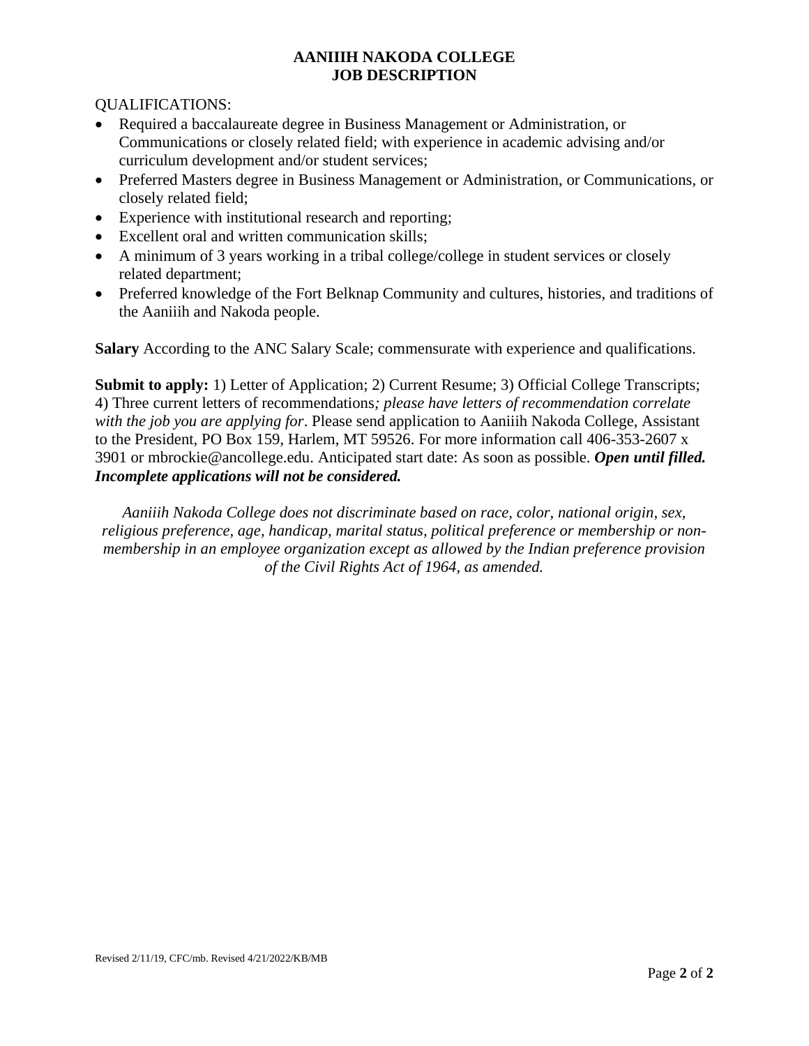**AANIIIH NAKODA COLLEGE**
**JOB DESCRIPTION**

QUALIFICATIONS:

- Required a baccalaureate degree in Business Management or Administration, or Communications or closely related field; with experience in academic advising and/or curriculum development and/or student services;
- Preferred Masters degree in Business Management or Administration, or Communications, or closely related field;
- Experience with institutional research and reporting;
- Excellent oral and written communication skills;
- A minimum of 3 years working in a tribal college/college in student services or closely related department;
- Preferred knowledge of the Fort Belknap Community and cultures, histories, and traditions of the Aaniiih and Nakoda people.

**Salary** According to the ANC Salary Scale; commensurate with experience and qualifications.

**Submit to apply:** 1) Letter of Application; 2) Current Resume; 3) Official College Transcripts; 4) Three current letters of recommendations*; please have letters of recommendation correlate with the job you are applying for*. Please send application to Aaniiih Nakoda College, Assistant to the President, PO Box 159, Harlem, MT 59526. For more information call 406-353-2607 x 3901 or mbrockie@ancollege.edu. Anticipated start date: As soon as possible. ***Open until filled. Incomplete applications will not be considered.***

*Aaniiih Nakoda College does not discriminate based on race, color, national origin, sex, religious preference, age, handicap, marital status, political preference or membership or non-membership in an employee organization except as allowed by the Indian preference provision of the Civil Rights Act of 1964, as amended.*

Revised 2/11/19, CFC/mb. Revised 4/21/2022/KB/MB